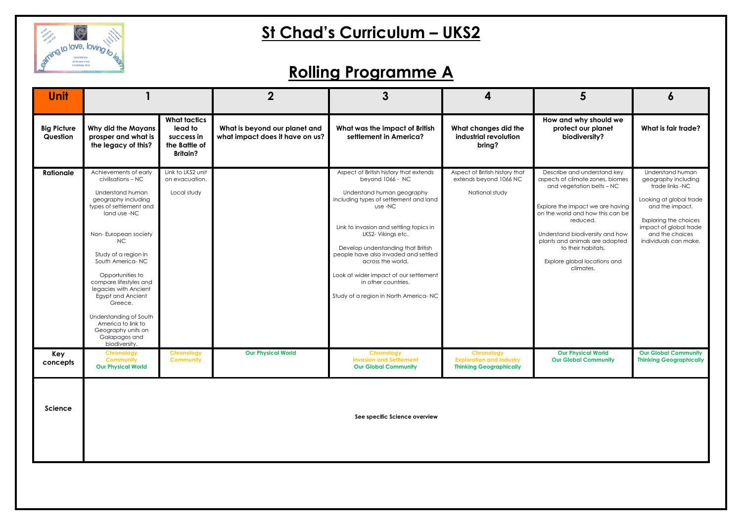# St Chad's Curriculum – UKS2

# Rolling Programme A

| Unit | 1 | | 2 | 3 | 4 | 5 | 6 |
|---|---|---|---|---|---|---|---|
| **Big Picture Question** | **Why did the Mayans prosper and what is the legacy of this?** | **What tactics lead to success in the Battle of Britain?** | **What is beyond our planet and what impact does it have on us?** | **What was the impact of British settlement in America?** | **What changes did the industrial revolution bring?** | **How and why should we protect our planet biodiversity?** | **What is fair trade?** |
| **Rationale** | Achievements of early civilisations – NC<br><br>Understand human geography including types of settlement and land use -NC<br><br>Non- European society NC<br><br>Study of a region in South America- NC<br><br>Opportunities to compare lifestyles and legacies with Ancient Egypt and Ancient Greece.<br><br>Understanding of South America to link to Geography units on Galapagos and biodiversity. | Link to LKS2 unit on evacuation.<br><br>Local study | | Aspect of British history that extends beyond 1066 - NC<br><br>Understand human geography including types of settlement and land use -NC<br><br>Link to invasion and settling topics in LKS2- Vikings etc.<br><br>Develop understanding that British people have also invaded and settled across the world.<br><br>Look at wider impact of our settlement in other countries.<br><br>Study of a region in North America- NC | Aspect of British history that extends beyond 1066 NC<br><br>National study | Describe and understand key aspects of climate zones, biomes and vegetation belts – NC<br><br>Explore the impact we are having on the world and how this can be reduced.<br><br>Understand biodiversity and how plants and animals are adapted to their habitats.<br><br>Explore global locations and climates. | Understand human geography including trade links -NC<br><br>Looking at global trade and the impact.<br><br>Exploring the choices impact of global trade and the choices individuals can make. |
| **Key concepts** | **Chronology**<br>**Community**<br>**Our Physical World** | **Chronology**<br>**Community** | **Our Physical World** | **Chronology**<br>**Invasion and Settlement**<br>**Our Global Community** | **Chronology**<br>**Exploration and Industry**<br>**Thinking Geographically** | **Our Physical World**<br>**Our Global Community** | **Our Global Community**<br>**Thinking Geographically** |
| **Science** | **See specific Science overview** | | | | | | |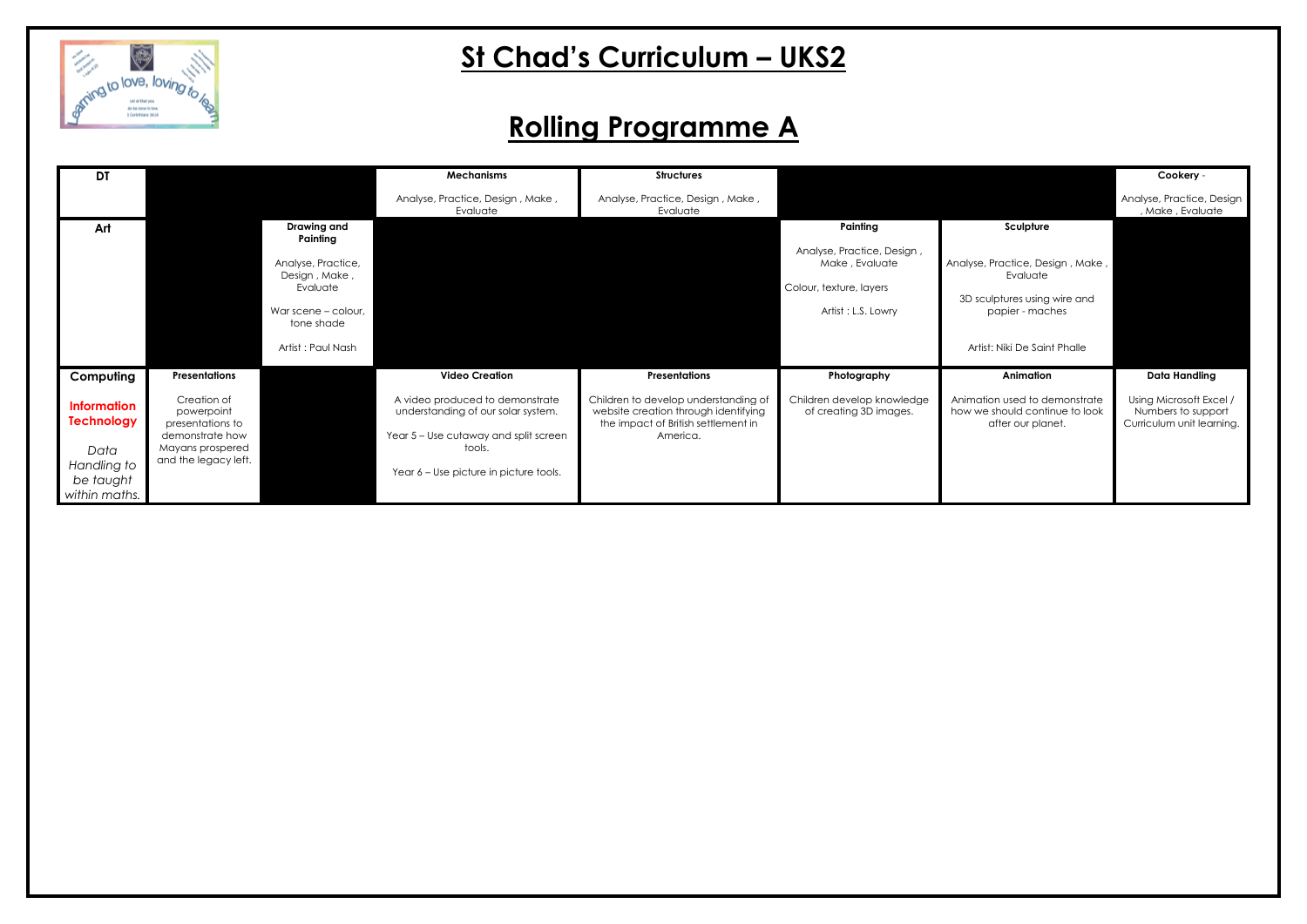# St Chad's Curriculum – UKS2

## Rolling Programme A

| | | | | | | | |
|---|---|---|---|---|---|---|---|
| **DT** | | | **Mechanisms**<br><br>Analyse, Practice, Design , Make , Evaluate | **Structures**<br><br>Analyse, Practice, Design , Make , Evaluate | | | **Cookery** -<br><br>Analyse, Practice, Design , Make , Evaluate |
| **Art** | | **Drawing and Painting**<br><br>Analyse, Practice, Design , Make , Evaluate<br><br>War scene – colour, tone shade<br><br>Artist : Paul Nash | | | **Painting**<br><br>Analyse, Practice, Design , Make , Evaluate<br><br>Colour, texture, layers<br><br>Artist : L.S. Lowry | **Sculpture**<br><br>Analyse, Practice, Design , Make , Evaluate<br><br>3D sculptures using wire and papier - maches<br><br>Artist: Niki De Saint Phalle | |
| **Computing**<br><br>**Information Technology**<br><br>*Data Handling to be taught within maths.* | **Presentations**<br><br>Creation of powerpoint presentations to demonstrate how Mayans prospered and the legacy left. | | **Video Creation**<br><br>A video produced to demonstrate understanding of our solar system.<br><br>Year 5 – Use cutaway and split screen tools.<br><br>Year 6 – Use picture in picture tools. | **Presentations**<br><br>Children to develop understanding of website creation through identifying the impact of British settlement in America. | **Photography**<br><br>Children develop knowledge of creating 3D images. | **Animation**<br><br>Animation used to demonstrate how we should continue to look after our planet. | **Data Handling**<br><br>Using Microsoft Excel / Numbers to support Curriculum unit learning. |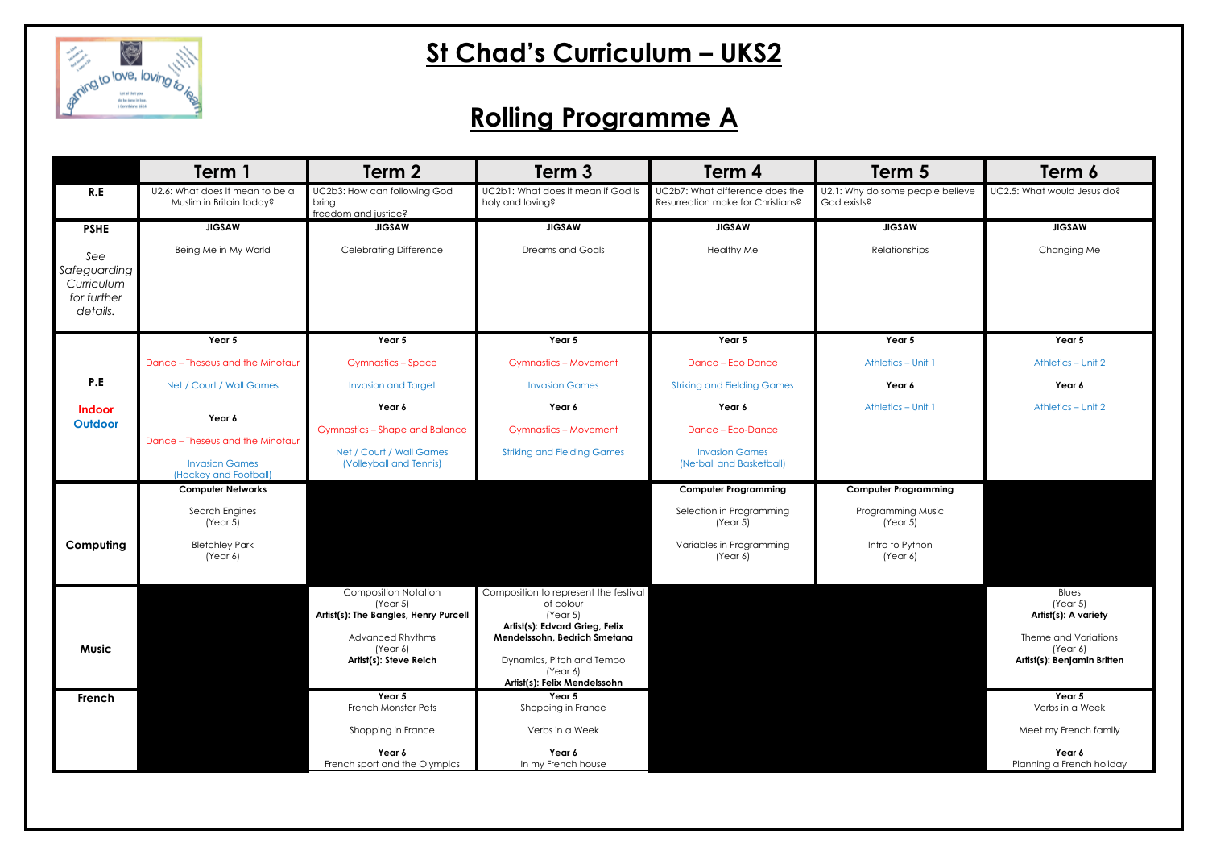# St Chad's Curriculum – UKS2

# Rolling Programme A

| | Term 1 | Term 2 | Term 3 | Term 4 | Term 5 | Term 6 |
|---|---|---|---|---|---|---|
| **R.E** | U2.6: What does it mean to be a Muslim in Britain today? | UC2b3: How can following God bring freedom and justice? | UC2b1: What does it mean if God is holy and loving? | UC2b7: What difference does the Resurrection make for Christians? | U2.1: Why do some people believe God exists? | UC2.5: What would Jesus do? |
| **PSHE** *See Safeguarding Curriculum for further details.* | **JIGSAW** Being Me in My World | **JIGSAW** Celebrating Difference | **JIGSAW** Dreams and Goals | **JIGSAW** Healthy Me | **JIGSAW** Relationships | **JIGSAW** Changing Me |
| **P.E** **Indoor** **Outdoor** | **Year 5** Dance – Theseus and the Minotaur; Net / Court / Wall Games **Year 6** Dance – Theseus and the Minotaur; Invasion Games (Hockey and Football) | **Year 5** Gymnastics – Space; Invasion and Target **Year 6** Gymnastics – Shape and Balance; Net / Court / Wall Games (Volleyball and Tennis) | **Year 5** Gymnastics – Movement; Invasion Games **Year 6** Gymnastics – Movement; Striking and Fielding Games | **Year 5** Dance – Eco Dance; Striking and Fielding Games **Year 6** Dance – Eco-Dance; Invasion Games (Netball and Basketball) | **Year 5** Athletics – Unit 1 **Year 6** Athletics – Unit 1 | **Year 5** Athletics – Unit 2 **Year 6** Athletics – Unit 2 |
| **Computing** | **Computer Networks** Search Engines (Year 5) Bletchley Park (Year 6) | | | **Computer Programming** Selection in Programming (Year 5) Variables in Programming (Year 6) | **Computer Programming** Programming Music (Year 5) Intro to Python (Year 6) | |
| **Music** | | Composition Notation (Year 5) **Artist(s): The Bangles, Henry Purcell** Advanced Rhythms (Year 6) **Artist(s): Steve Reich** | Composition to represent the festival of colour (Year 5) **Artist(s): Edvard Grieg, Felix Mendelssohn, Bedrich Smetana** Dynamics, Pitch and Tempo (Year 6) **Artist(s): Felix Mendelssohn** | | | Blues (Year 5) **Artist(s): A variety** Theme and Variations (Year 6) **Artist(s): Benjamin Britten** |
| **French** | | **Year 5** French Monster Pets; Shopping in France **Year 6** French sport and the Olympics | **Year 5** Shopping in France; Verbs in a Week **Year 6** In my French house | | | **Year 5** Verbs in a Week; Meet my French family **Year 6** Planning a French holiday |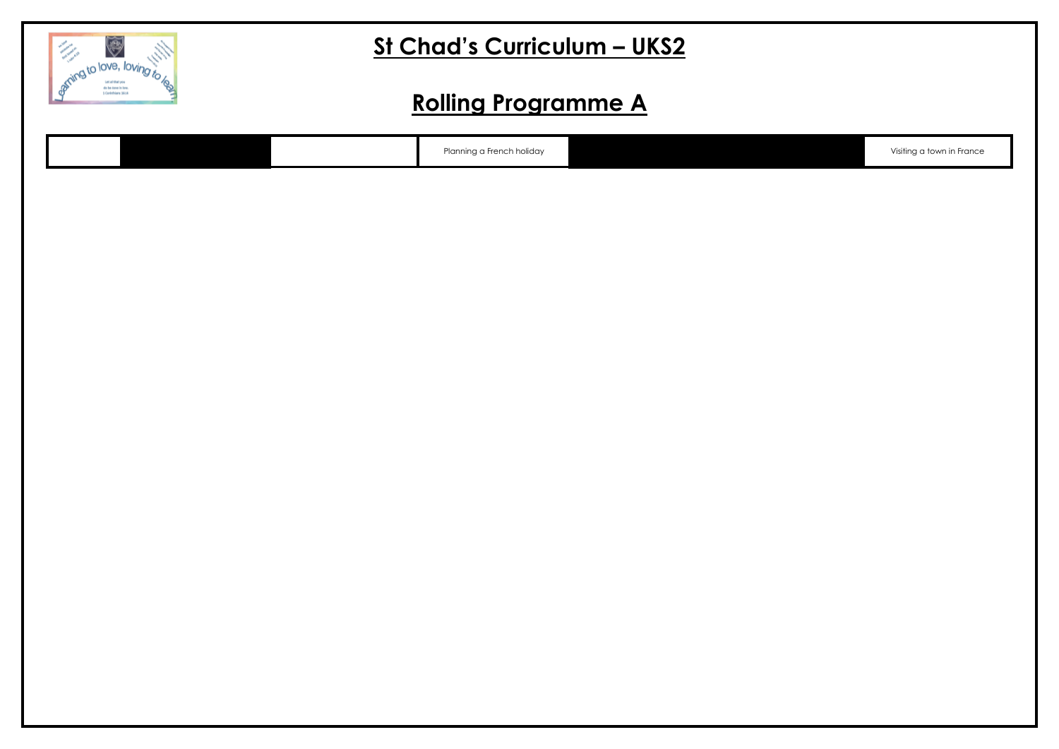# St Chad's Curriculum – UKS2

# Rolling Programme A

| | | | | | |
|---|---|---|---|---|---|
| | | | Planning a French holiday | | Visiting a town in France |